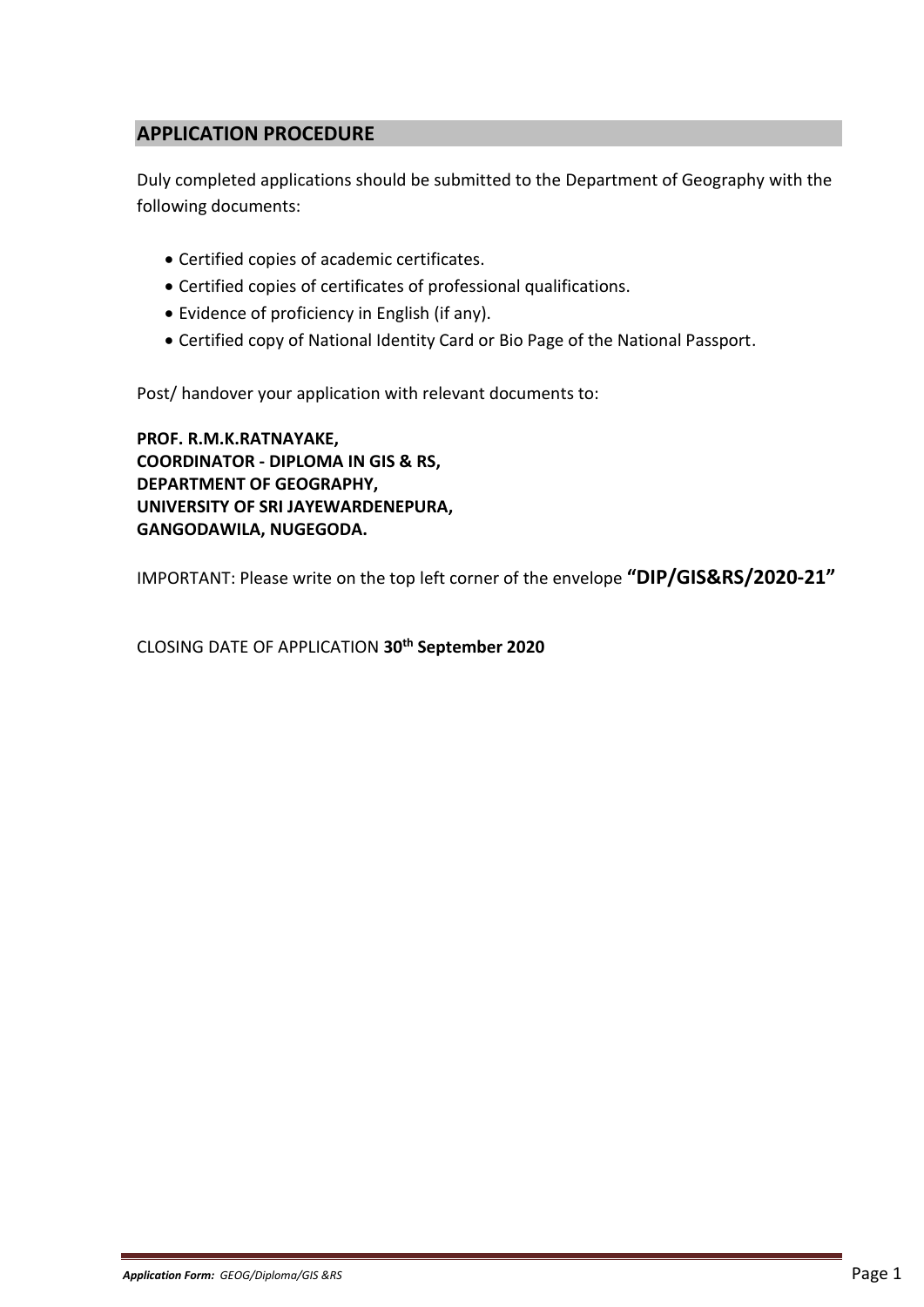## APPLICATION PROCEDURE

Duly completed applications should be submitted to the Department of Geography with the following documents:

- Certified copies of academic certificates.
- Certified copies of certificates of professional qualifications.
- Evidence of proficiency in English (if any).
- Certified copy of National Identity Card or Bio Page of the National Passport.

Post/ handover your application with relevant documents to:

**PROF. R.M.K.RATNAYAKE,**
**COORDINATOR - DIPLOMA IN GIS & RS,**
**DEPARTMENT OF GEOGRAPHY,**
**UNIVERSITY OF SRI JAYEWARDENEPURA,**
**GANGODAWILA, NUGEGODA.**

IMPORTANT: Please write on the top left corner of the envelope **"DIP/GIS&RS/2020-21"**

CLOSING DATE OF APPLICATION **30th September 2020**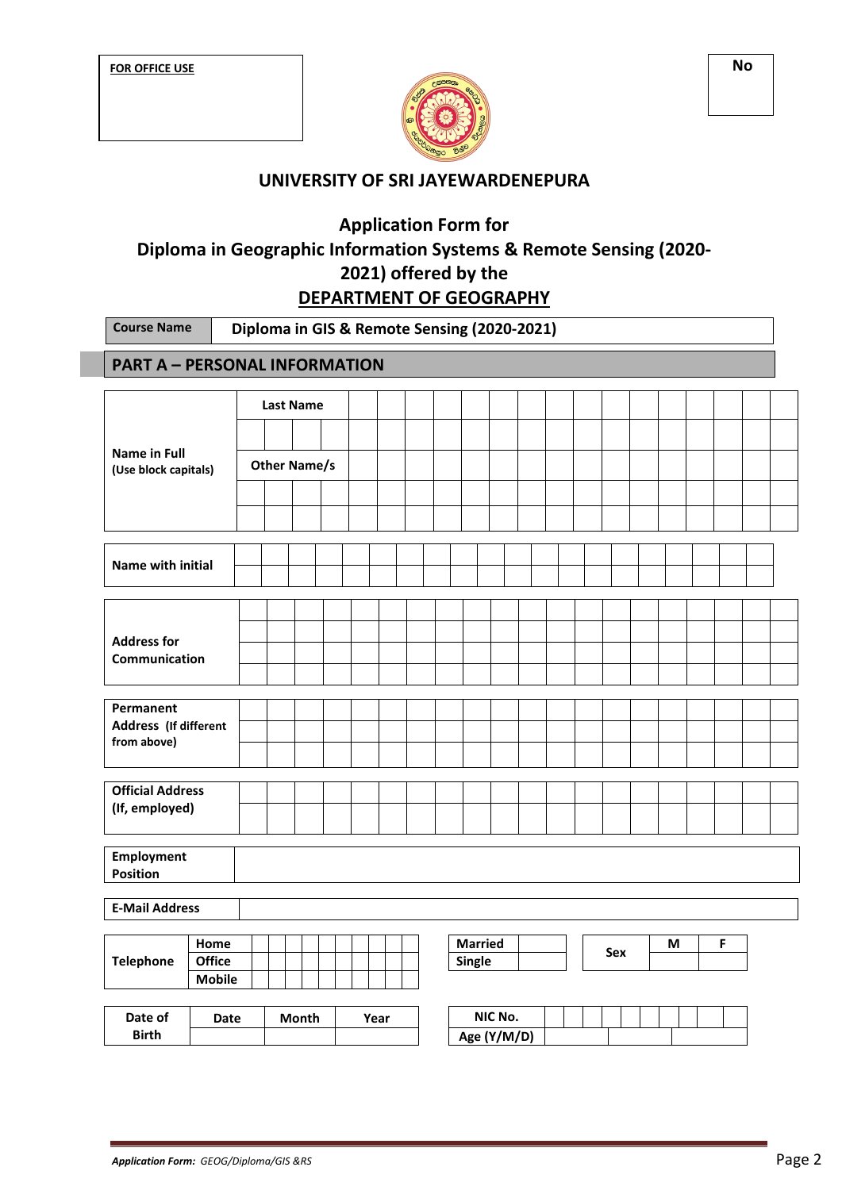FOR OFFICE USE

No

## UNIVERSITY OF SRI JAYEWARDENEPURA

## Application Form for Diploma in Geographic Information Systems & Remote Sensing (2020-2021) offered by the DEPARTMENT OF GEOGRAPHY

| Course Name | Diploma in GIS & Remote Sensing (2020-2021) |
|---|---|

### PART A – PERSONAL INFORMATION

| Name in Full (Use block capitals) | Last Name |
|---|---|
| | |
| | Other Name/s |
| | |
| | |

| Name with initial | |
|---|---|
| | |

| Address for Communication | |
|---|---|
| | |
| | |
| | |

| Permanent Address (If different from above) | |
|---|---|
| | |
| | |

| Official Address (If, employed) | |
|---|---|
| | |

| Employment Position | |
|---|---|

| E-Mail Address | |
|---|---|

| Telephone | Home | |
|---|---|---|
| | Office | |
| | Mobile | |

| Married | |
|---|---|
| Single | |

| Sex | M | F |
|---|---|---|
| | | |

| Date of Birth | Date | Month | Year |
|---|---|---|---|
| | | | |

| NIC No. | | | |
|---|---|---|---|
| Age (Y/M/D) | | | |

*Application Form: GEOG/Diploma/GIS &RS*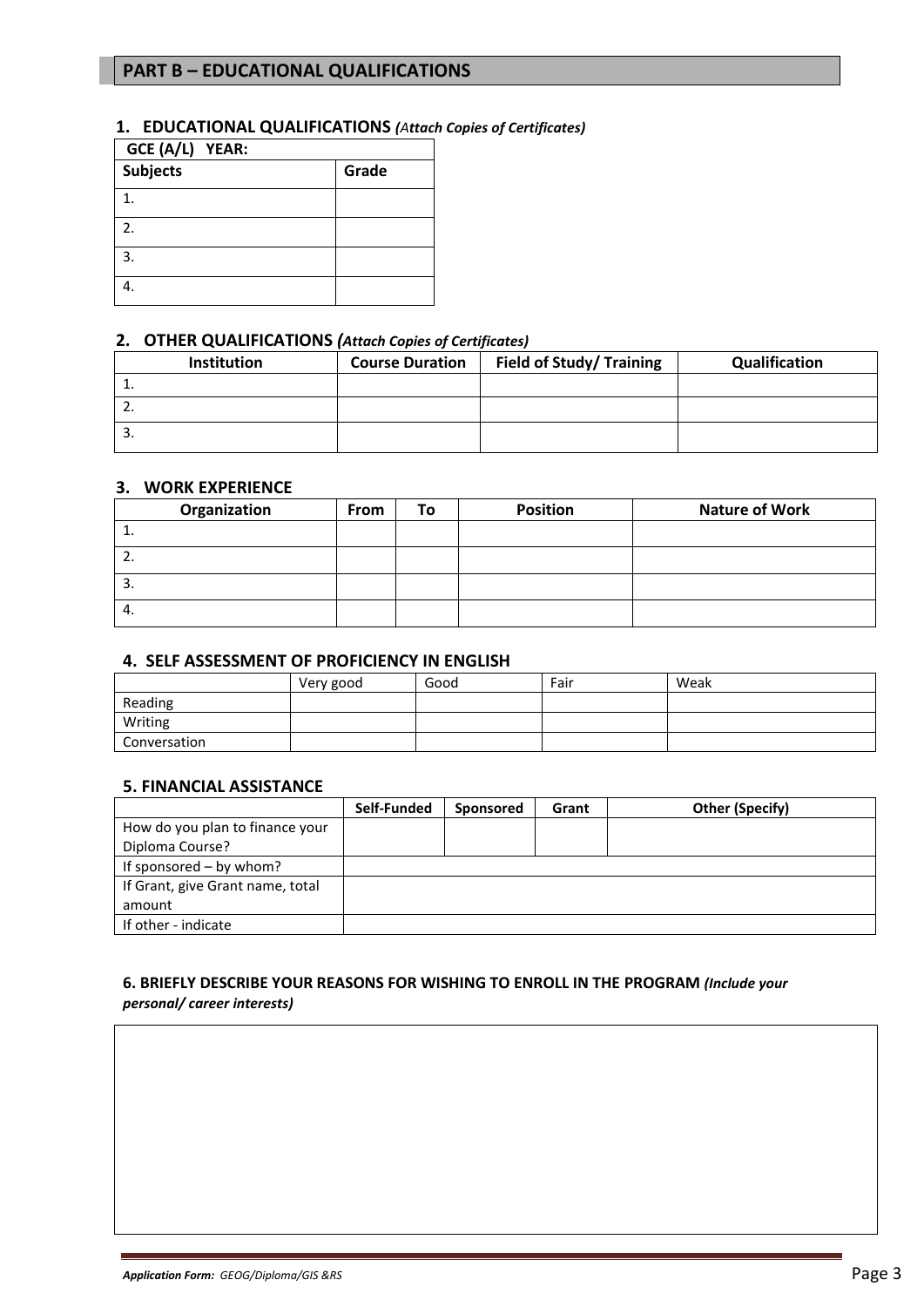## PART B – EDUCATIONAL QUALIFICATIONS

### 1. EDUCATIONAL QUALIFICATIONS *(Attach Copies of Certificates)*

| GCE (A/L) YEAR: | |
|---|---|
| **Subjects** | **Grade** |
| 1. | |
| 2. | |
| 3. | |
| 4. | |

### 2. OTHER QUALIFICATIONS *(Attach Copies of Certificates)*

| Institution | Course Duration | Field of Study/ Training | Qualification |
|---|---|---|---|
| 1. | | | |
| 2. | | | |
| 3. | | | |

### 3. WORK EXPERIENCE

| Organization | From | To | Position | Nature of Work |
|---|---|---|---|---|
| 1. | | | | |
| 2. | | | | |
| 3. | | | | |
| 4. | | | | |

### 4. SELF ASSESSMENT OF PROFICIENCY IN ENGLISH

| | Very good | Good | Fair | Weak |
|---|---|---|---|---|
| Reading | | | | |
| Writing | | | | |
| Conversation | | | | |

### 5. FINANCIAL ASSISTANCE

| | Self-Funded | Sponsored | Grant | Other (Specify) |
|---|---|---|---|---|
| How do you plan to finance your Diploma Course? | | | | |
| If sponsored – by whom? | | | | |
| If Grant, give Grant name, total amount | | | | |
| If other - indicate | | | | |

### 6. BRIEFLY DESCRIBE YOUR REASONS FOR WISHING TO ENROLL IN THE PROGRAM *(Include your personal/ career interests)*

| |
|---|
| |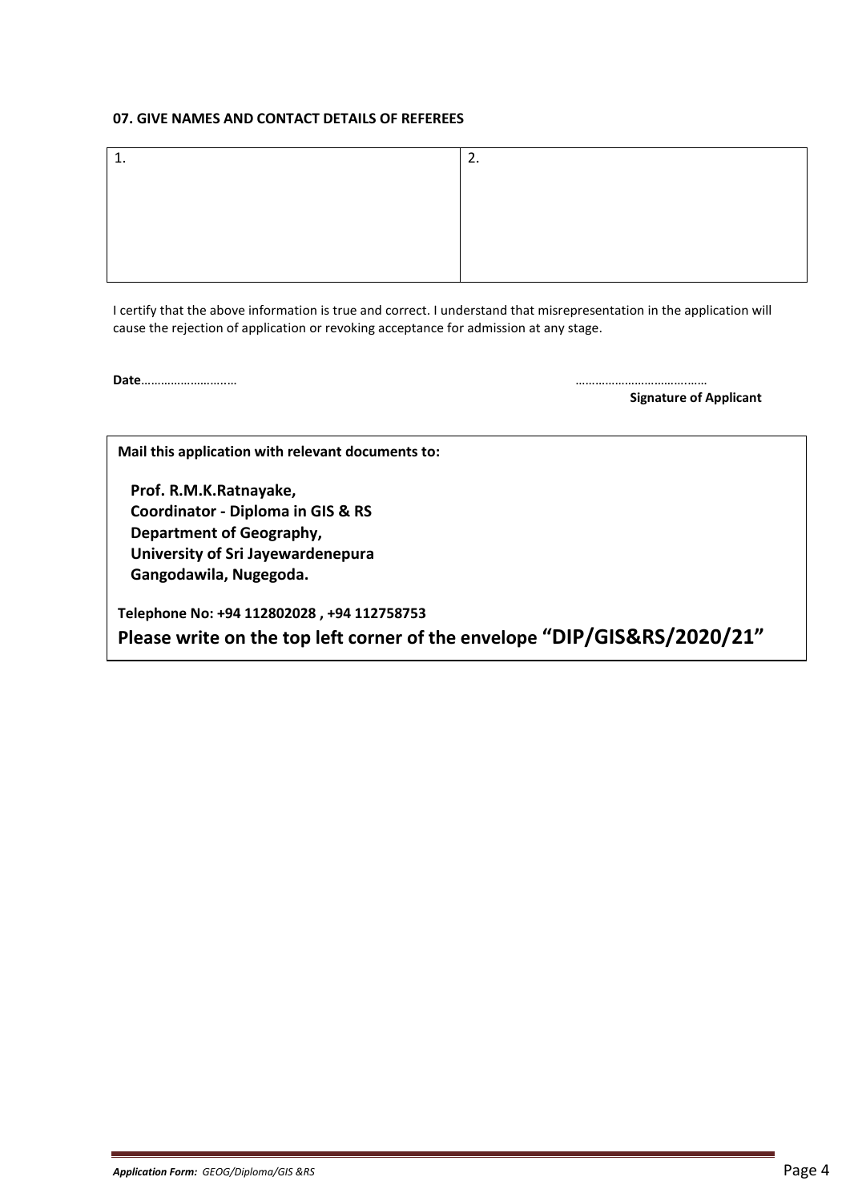**07. GIVE NAMES AND CONTACT DETAILS OF REFEREES**

| | |
|---|---|
| 1. | 2. |

I certify that the above information is true and correct. I understand that misrepresentation in the application will cause the rejection of application or revoking acceptance for admission at any stage.

**Date**………………………

…………………………………
**Signature of Applicant**

**Mail this application with relevant documents to:**

**Prof. R.M.K.Ratnayake,**
**Coordinator - Diploma in GIS & RS**
**Department of Geography,**
**University of Sri Jayewardenepura**
**Gangodawila, Nugegoda.**

**Telephone No: +94 112802028 , +94 112758753**

**Please write on the top left corner of the envelope "DIP/GIS&RS/2020/21"**